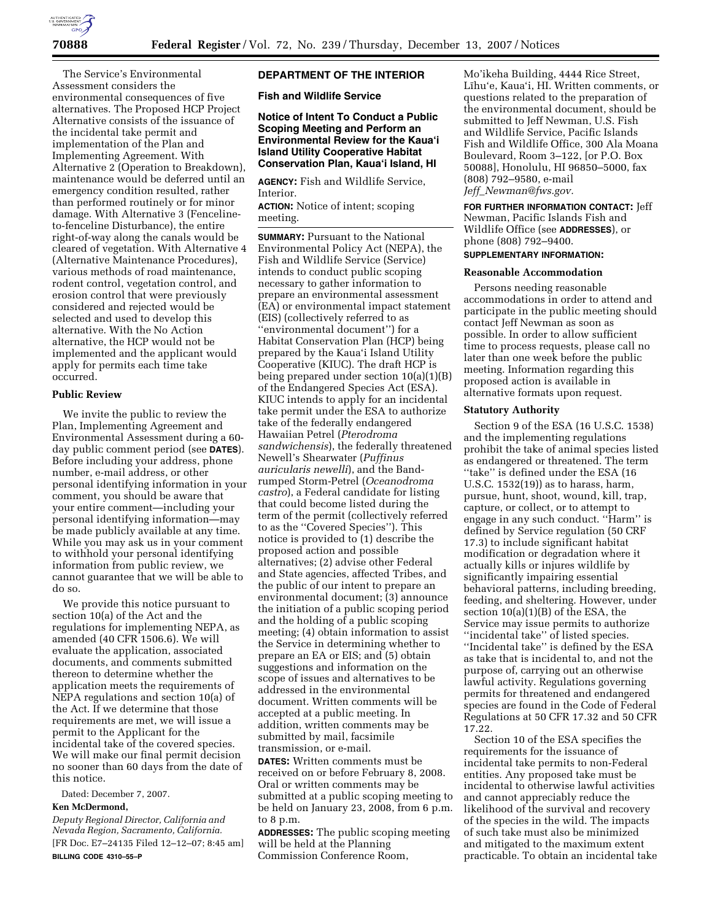The Service's Environmental Assessment considers the environmental consequences of five alternatives. The Proposed HCP Project Alternative consists of the issuance of the incidental take permit and implementation of the Plan and Implementing Agreement. With Alternative 2 (Operation to Breakdown), maintenance would be deferred until an emergency condition resulted, rather than performed routinely or for minor damage. With Alternative 3 (Fenceline-to-fenceline Disturbance), the entire right-of-way along the canals would be cleared of vegetation. With Alternative 4 (Alternative Maintenance Procedures), various methods of road maintenance, rodent control, vegetation control, and erosion control that were previously considered and rejected would be selected and used to develop this alternative. With the No Action alternative, the HCP would not be implemented and the applicant would apply for permits each time take occurred.

### Public Review

We invite the public to review the Plan, Implementing Agreement and Environmental Assessment during a 60-day public comment period (see **DATES**). Before including your address, phone number, e-mail address, or other personal identifying information in your comment, you should be aware that your entire comment—including your personal identifying information—may be made publicly available at any time. While you may ask us in your comment to withhold your personal identifying information from public review, we cannot guarantee that we will be able to do so.

We provide this notice pursuant to section 10(a) of the Act and the regulations for implementing NEPA, as amended (40 CFR 1506.6). We will evaluate the application, associated documents, and comments submitted thereon to determine whether the application meets the requirements of NEPA regulations and section 10(a) of the Act. If we determine that those requirements are met, we will issue a permit to the Applicant for the incidental take of the covered species. We will make our final permit decision no sooner than 60 days from the date of this notice.

Dated: December 7, 2007.

**Ken McDermond,**

*Deputy Regional Director, California and Nevada Region, Sacramento, California.*

[FR Doc. E7–24135 Filed 12–12–07; 8:45 am]

**BILLING CODE 4310–55–P**

## DEPARTMENT OF THE INTERIOR

## Fish and Wildlife Service

### Notice of Intent To Conduct a Public Scoping Meeting and Perform an Environmental Review for the Kaua'i Island Utility Cooperative Habitat Conservation Plan, Kaua'i Island, HI

**AGENCY:** Fish and Wildlife Service, Interior.

**ACTION:** Notice of intent; scoping meeting.

**SUMMARY:** Pursuant to the National Environmental Policy Act (NEPA), the Fish and Wildlife Service (Service) intends to conduct public scoping necessary to gather information to prepare an environmental assessment (EA) or environmental impact statement (EIS) (collectively referred to as ''environmental document'') for a Habitat Conservation Plan (HCP) being prepared by the Kaua'i Island Utility Cooperative (KIUC). The draft HCP is being prepared under section 10(a)(1)(B) of the Endangered Species Act (ESA). KIUC intends to apply for an incidental take permit under the ESA to authorize take of the federally endangered Hawaiian Petrel (*Pterodroma sandwichensis*), the federally threatened Newell's Shearwater (*Puffinus auricularis newelli*), and the Band-rumped Storm-Petrel (*Oceanodroma castro*), a Federal candidate for listing that could become listed during the term of the permit (collectively referred to as the ''Covered Species''). This notice is provided to (1) describe the proposed action and possible alternatives; (2) advise other Federal and State agencies, affected Tribes, and the public of our intent to prepare an environmental document; (3) announce the initiation of a public scoping period and the holding of a public scoping meeting; (4) obtain information to assist the Service in determining whether to prepare an EA or EIS; and (5) obtain suggestions and information on the scope of issues and alternatives to be addressed in the environmental document. Written comments will be accepted at a public meeting. In addition, written comments may be submitted by mail, facsimile transmission, or e-mail.

**DATES:** Written comments must be received on or before February 8, 2008. Oral or written comments may be submitted at a public scoping meeting to be held on January 23, 2008, from 6 p.m. to 8 p.m.

**ADDRESSES:** The public scoping meeting will be held at the Planning Commission Conference Room, Mo'ikeha Building, 4444 Rice Street, Līhu'e, Kaua'i, HI. Written comments, or questions related to the preparation of the environmental document, should be submitted to Jeff Newman, U.S. Fish and Wildlife Service, Pacific Islands Fish and Wildlife Office, 300 Ala Moana Boulevard, Room 3–122, [or P.O. Box 50088], Honolulu, HI 96850–5000, fax (808) 792–9580, e-mail *Jeff_Newman@fws.gov*.

**FOR FURTHER INFORMATION CONTACT:** Jeff Newman, Pacific Islands Fish and Wildlife Office (see **ADDRESSES**), or phone (808) 792–9400.

**SUPPLEMENTARY INFORMATION:**

### Reasonable Accommodation

Persons needing reasonable accommodations in order to attend and participate in the public meeting should contact Jeff Newman as soon as possible. In order to allow sufficient time to process requests, please call no later than one week before the public meeting. Information regarding this proposed action is available in alternative formats upon request.

### Statutory Authority

Section 9 of the ESA (16 U.S.C. 1538) and the implementing regulations prohibit the take of animal species listed as endangered or threatened. The term ''take'' is defined under the ESA (16 U.S.C. 1532(19)) as to harass, harm, pursue, hunt, shoot, wound, kill, trap, capture, or collect, or to attempt to engage in any such conduct. ''Harm'' is defined by Service regulation (50 CRF 17.3) to include significant habitat modification or degradation where it actually kills or injures wildlife by significantly impairing essential behavioral patterns, including breeding, feeding, and sheltering. However, under section 10(a)(1)(B) of the ESA, the Service may issue permits to authorize ''incidental take'' of listed species. ''Incidental take'' is defined by the ESA as take that is incidental to, and not the purpose of, carrying out an otherwise lawful activity. Regulations governing permits for threatened and endangered species are found in the Code of Federal Regulations at 50 CFR 17.32 and 50 CFR 17.22.

Section 10 of the ESA specifies the requirements for the issuance of incidental take permits to non-Federal entities. Any proposed take must be incidental to otherwise lawful activities and cannot appreciably reduce the likelihood of the survival and recovery of the species in the wild. The impacts of such take must also be minimized and mitigated to the maximum extent practicable. To obtain an incidental take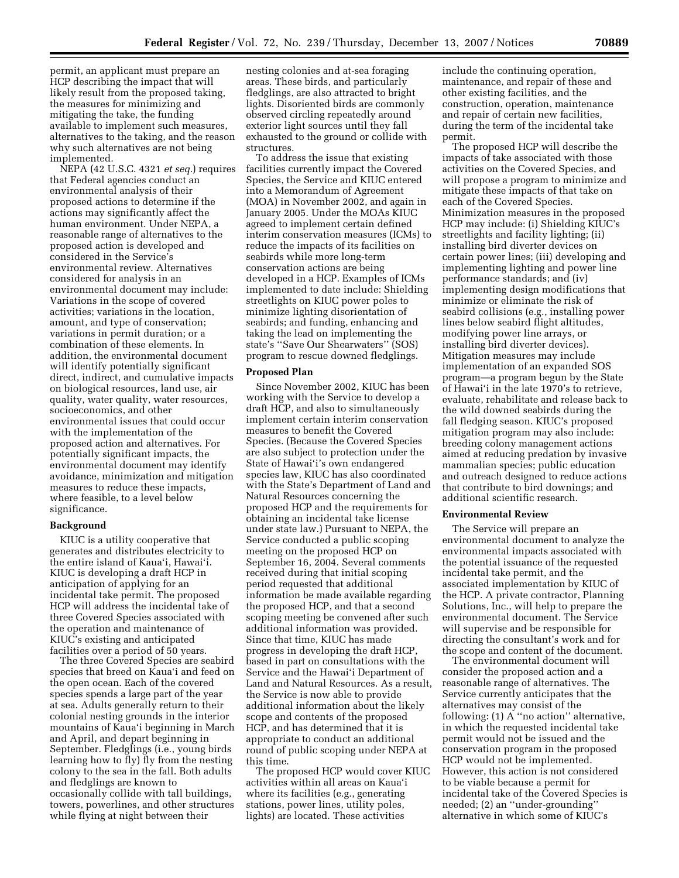permit, an applicant must prepare an HCP describing the impact that will likely result from the proposed taking, the measures for minimizing and mitigating the take, the funding available to implement such measures, alternatives to the taking, and the reason why such alternatives are not being implemented.

NEPA (42 U.S.C. 4321 *et seq.*) requires that Federal agencies conduct an environmental analysis of their proposed actions to determine if the actions may significantly affect the human environment. Under NEPA, a reasonable range of alternatives to the proposed action is developed and considered in the Service's environmental review. Alternatives considered for analysis in an environmental document may include: Variations in the scope of covered activities; variations in the location, amount, and type of conservation; variations in permit duration; or a combination of these elements. In addition, the environmental document will identify potentially significant direct, indirect, and cumulative impacts on biological resources, land use, air quality, water quality, water resources, socioeconomics, and other environmental issues that could occur with the implementation of the proposed action and alternatives. For potentially significant impacts, the environmental document may identify avoidance, minimization and mitigation measures to reduce these impacts, where feasible, to a level below significance.

**Background**

KIUC is a utility cooperative that generates and distributes electricity to the entire island of Kaua'i, Hawai'i. KIUC is developing a draft HCP in anticipation of applying for an incidental take permit. The proposed HCP will address the incidental take of three Covered Species associated with the operation and maintenance of KIUC's existing and anticipated facilities over a period of 50 years.

The three Covered Species are seabird species that breed on Kaua'i and feed on the open ocean. Each of the covered species spends a large part of the year at sea. Adults generally return to their colonial nesting grounds in the interior mountains of Kaua'i beginning in March and April, and depart beginning in September. Fledglings (i.e., young birds learning how to fly) fly from the nesting colony to the sea in the fall. Both adults and fledglings are known to occasionally collide with tall buildings, towers, powerlines, and other structures while flying at night between their nesting colonies and at-sea foraging areas. These birds, and particularly fledglings, are also attracted to bright lights. Disoriented birds are commonly observed circling repeatedly around exterior light sources until they fall exhausted to the ground or collide with structures.

To address the issue that existing facilities currently impact the Covered Species, the Service and KIUC entered into a Memorandum of Agreement (MOA) in November 2002, and again in January 2005. Under the MOAs KIUC agreed to implement certain defined interim conservation measures (ICMs) to reduce the impacts of its facilities on seabirds while more long-term conservation actions are being developed in a HCP. Examples of ICMs implemented to date include: Shielding streetlights on KIUC power poles to minimize lighting disorientation of seabirds; and funding, enhancing and taking the lead on implementing the state's "Save Our Shearwaters" (SOS) program to rescue downed fledglings.

**Proposed Plan**

Since November 2002, KIUC has been working with the Service to develop a draft HCP, and also to simultaneously implement certain interim conservation measures to benefit the Covered Species. (Because the Covered Species are also subject to protection under the State of Hawai'i's own endangered species law, KIUC has also coordinated with the State's Department of Land and Natural Resources concerning the proposed HCP and the requirements for obtaining an incidental take license under state law.) Pursuant to NEPA, the Service conducted a public scoping meeting on the proposed HCP on September 16, 2004. Several comments received during that initial scoping period requested that additional information be made available regarding the proposed HCP, and that a second scoping meeting be convened after such additional information was provided. Since that time, KIUC has made progress in developing the draft HCP, based in part on consultations with the Service and the Hawai'i Department of Land and Natural Resources. As a result, the Service is now able to provide additional information about the likely scope and contents of the proposed HCP, and has determined that it is appropriate to conduct an additional round of public scoping under NEPA at this time.

The proposed HCP would cover KIUC activities within all areas on Kaua'i where its facilities (e.g., generating stations, power lines, utility poles, lights) are located. These activities include the continuing operation, maintenance, and repair of these and other existing facilities, and the construction, operation, maintenance and repair of certain new facilities, during the term of the incidental take permit.

The proposed HCP will describe the impacts of take associated with those activities on the Covered Species, and will propose a program to minimize and mitigate these impacts of that take on each of the Covered Species. Minimization measures in the proposed HCP may include: (i) Shielding KIUC's streetlights and facility lighting; (ii) installing bird diverter devices on certain power lines; (iii) developing and implementing lighting and power line performance standards; and (iv) implementing design modifications that minimize or eliminate the risk of seabird collisions (e.g., installing power lines below seabird flight altitudes, modifying power line arrays, or installing bird diverter devices). Mitigation measures may include implementation of an expanded SOS program—a program begun by the State of Hawai'i in the late 1970's to retrieve, evaluate, rehabilitate and release back to the wild downed seabirds during the fall fledging season. KIUC's proposed mitigation program may also include: breeding colony management actions aimed at reducing predation by invasive mammalian species; public education and outreach designed to reduce actions that contribute to bird downings; and additional scientific research.

**Environmental Review**

The Service will prepare an environmental document to analyze the environmental impacts associated with the potential issuance of the requested incidental take permit, and the associated implementation by KIUC of the HCP. A private contractor, Planning Solutions, Inc., will help to prepare the environmental document. The Service will supervise and be responsible for directing the consultant's work and for the scope and content of the document.

The environmental document will consider the proposed action and a reasonable range of alternatives. The Service currently anticipates that the alternatives may consist of the following: (1) A "no action" alternative, in which the requested incidental take permit would not be issued and the conservation program in the proposed HCP would not be implemented. However, this action is not considered to be viable because a permit for incidental take of the Covered Species is needed; (2) an "under-grounding" alternative in which some of KIUC's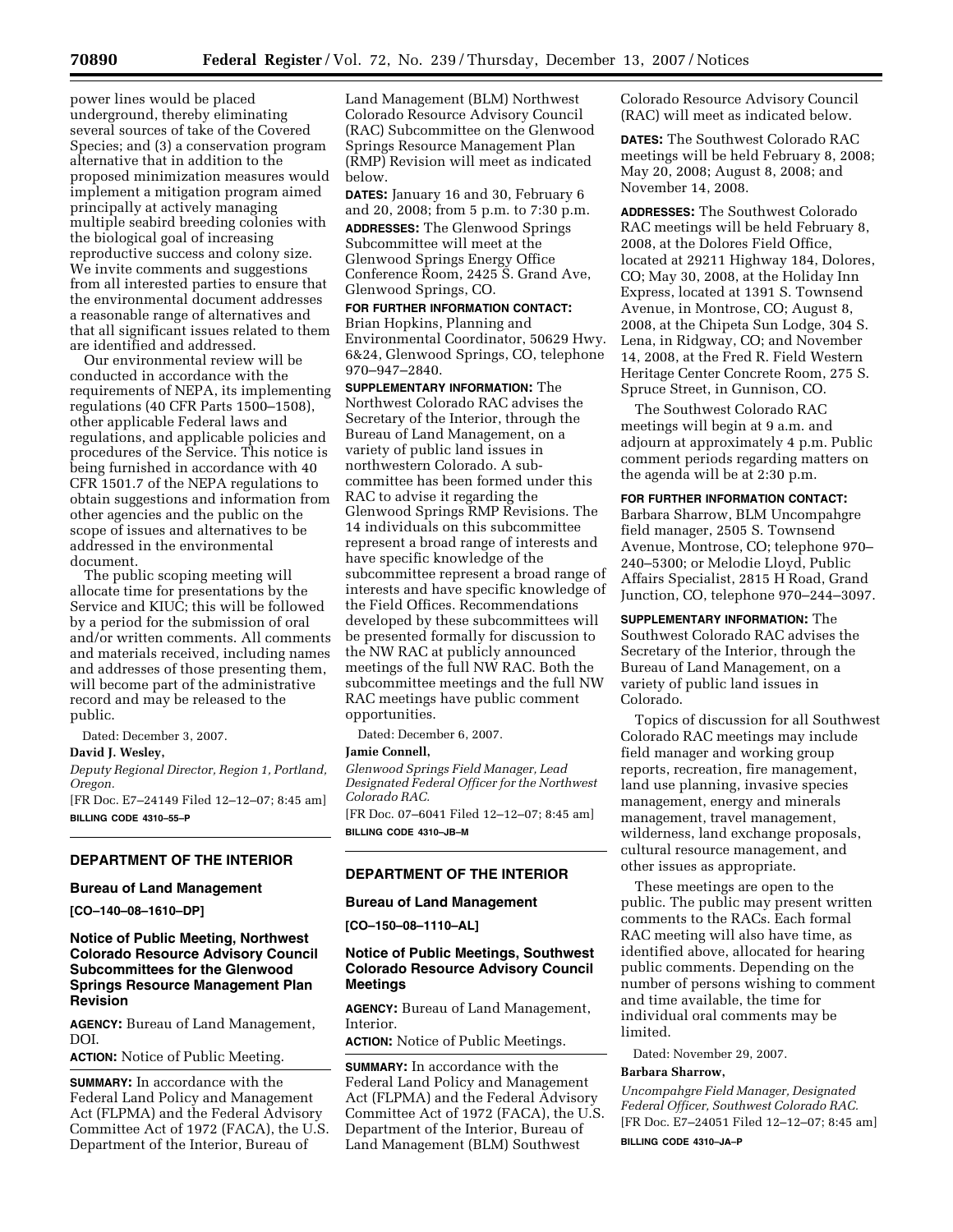power lines would be placed underground, thereby eliminating several sources of take of the Covered Species; and (3) a conservation program alternative that in addition to the proposed minimization measures would implement a mitigation program aimed principally at actively managing multiple seabird breeding colonies with the biological goal of increasing reproductive success and colony size. We invite comments and suggestions from all interested parties to ensure that the environmental document addresses a reasonable range of alternatives and that all significant issues related to them are identified and addressed.

Our environmental review will be conducted in accordance with the requirements of NEPA, its implementing regulations (40 CFR Parts 1500–1508), other applicable Federal laws and regulations, and applicable policies and procedures of the Service. This notice is being furnished in accordance with 40 CFR 1501.7 of the NEPA regulations to obtain suggestions and information from other agencies and the public on the scope of issues and alternatives to be addressed in the environmental document.

The public scoping meeting will allocate time for presentations by the Service and KIUC; this will be followed by a period for the submission of oral and/or written comments. All comments and materials received, including names and addresses of those presenting them, will become part of the administrative record and may be released to the public.

Dated: December 3, 2007.

**David J. Wesley,**

*Deputy Regional Director, Region 1, Portland, Oregon.*

[FR Doc. E7–24149 Filed 12–12–07; 8:45 am]

**BILLING CODE 4310–55–P**

---

## DEPARTMENT OF THE INTERIOR

### Bureau of Land Management

**[CO–140–08–1610–DP]**

### Notice of Public Meeting, Northwest Colorado Resource Advisory Council Subcommittees for the Glenwood Springs Resource Management Plan Revision

**AGENCY:** Bureau of Land Management, DOI.

**ACTION:** Notice of Public Meeting.

**SUMMARY:** In accordance with the Federal Land Policy and Management Act (FLPMA) and the Federal Advisory Committee Act of 1972 (FACA), the U.S. Department of the Interior, Bureau of Land Management (BLM) Northwest Colorado Resource Advisory Council (RAC) Subcommittee on the Glenwood Springs Resource Management Plan (RMP) Revision will meet as indicated below.

**DATES:** January 16 and 30, February 6 and 20, 2008; from 5 p.m. to 7:30 p.m.

**ADDRESSES:** The Glenwood Springs Subcommittee will meet at the Glenwood Springs Energy Office Conference Room, 2425 S. Grand Ave, Glenwood Springs, CO.

**FOR FURTHER INFORMATION CONTACT:** Brian Hopkins, Planning and Environmental Coordinator, 50629 Hwy. 6&24, Glenwood Springs, CO, telephone 970–947–2840.

**SUPPLEMENTARY INFORMATION:** The Northwest Colorado RAC advises the Secretary of the Interior, through the Bureau of Land Management, on a variety of public land issues in northwestern Colorado. A subcommittee has been formed under this RAC to advise it regarding the Glenwood Springs RMP Revisions. The 14 individuals on this subcommittee represent a broad range of interests and have specific knowledge of the subcommittee represent a broad range of interests and have specific knowledge of the Field Offices. Recommendations developed by these subcommittees will be presented formally for discussion to the NW RAC at publicly announced meetings of the full NW RAC. Both the subcommittee meetings and the full NW RAC meetings have public comment opportunities.

Dated: December 6, 2007.

**Jamie Connell,**

*Glenwood Springs Field Manager, Lead Designated Federal Officer for the Northwest Colorado RAC.*

[FR Doc. 07–6041 Filed 12–12–07; 8:45 am]

**BILLING CODE 4310–JB–M**

---

## DEPARTMENT OF THE INTERIOR

### Bureau of Land Management

**[CO–150–08–1110–AL]**

### Notice of Public Meetings, Southwest Colorado Resource Advisory Council Meetings

**AGENCY:** Bureau of Land Management, Interior.

**ACTION:** Notice of Public Meetings.

**SUMMARY:** In accordance with the Federal Land Policy and Management Act (FLPMA) and the Federal Advisory Committee Act of 1972 (FACA), the U.S. Department of the Interior, Bureau of Land Management (BLM) Southwest Colorado Resource Advisory Council (RAC) will meet as indicated below.

**DATES:** The Southwest Colorado RAC meetings will be held February 8, 2008; May 20, 2008; August 8, 2008; and November 14, 2008.

**ADDRESSES:** The Southwest Colorado RAC meetings will be held February 8, 2008, at the Dolores Field Office, located at 29211 Highway 184, Dolores, CO; May 30, 2008, at the Holiday Inn Express, located at 1391 S. Townsend Avenue, in Montrose, CO; August 8, 2008, at the Chipeta Sun Lodge, 304 S. Lena, in Ridgway, CO; and November 14, 2008, at the Fred R. Field Western Heritage Center Concrete Room, 275 S. Spruce Street, in Gunnison, CO.

The Southwest Colorado RAC meetings will begin at 9 a.m. and adjourn at approximately 4 p.m. Public comment periods regarding matters on the agenda will be at 2:30 p.m.

**FOR FURTHER INFORMATION CONTACT:** Barbara Sharrow, BLM Uncompahgre field manager, 2505 S. Townsend Avenue, Montrose, CO; telephone 970–240–5300; or Melodie Lloyd, Public Affairs Specialist, 2815 H Road, Grand Junction, CO, telephone 970–244–3097.

**SUPPLEMENTARY INFORMATION:** The Southwest Colorado RAC advises the Secretary of the Interior, through the Bureau of Land Management, on a variety of public land issues in Colorado.

Topics of discussion for all Southwest Colorado RAC meetings may include field manager and working group reports, recreation, fire management, land use planning, invasive species management, energy and minerals management, travel management, wilderness, land exchange proposals, cultural resource management, and other issues as appropriate.

These meetings are open to the public. The public may present written comments to the RACs. Each formal RAC meeting will also have time, as identified above, allocated for hearing public comments. Depending on the number of persons wishing to comment and time available, the time for individual oral comments may be limited.

Dated: November 29, 2007.

**Barbara Sharrow,**

*Uncompahgre Field Manager, Designated Federal Officer, Southwest Colorado RAC.*

[FR Doc. E7–24051 Filed 12–12–07; 8:45 am]

**BILLING CODE 4310–JA–P**